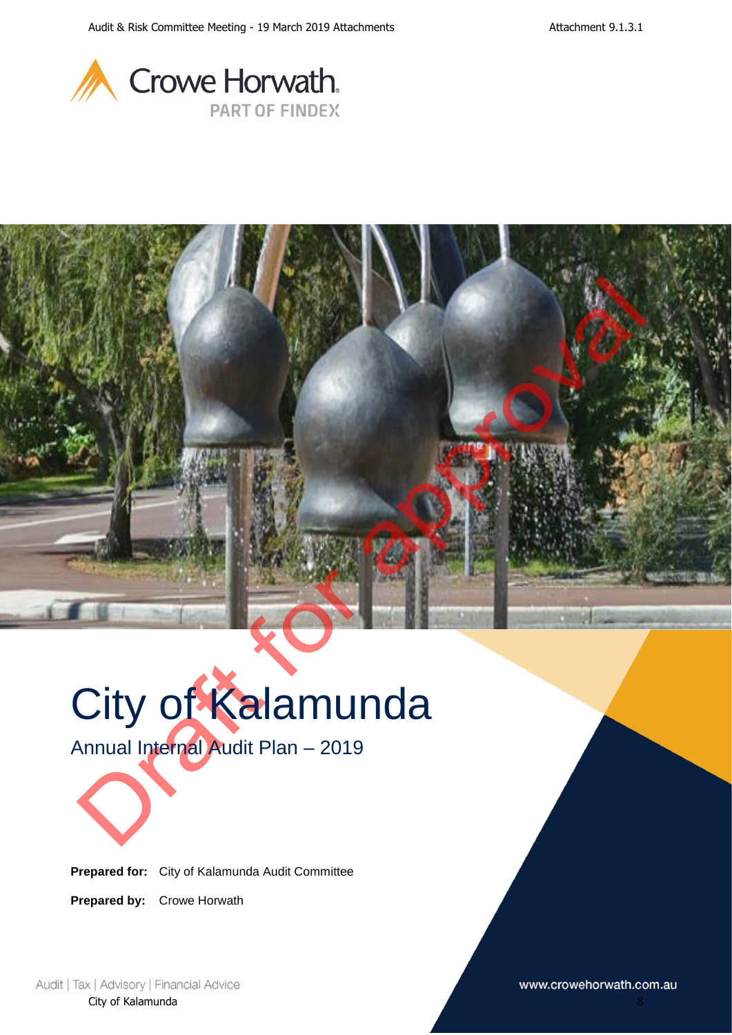Crowe Horwath
PART OF FINDEX

Draft for approval

# City of Kalamunda

## Annual Internal Audit Plan – 2019

**Prepared for:** City of Kalamunda Audit Committee

**Prepared by:** Crowe Horwath

Audit | Tax | Advisory | Financial Advice

www.crowehorwath.com.au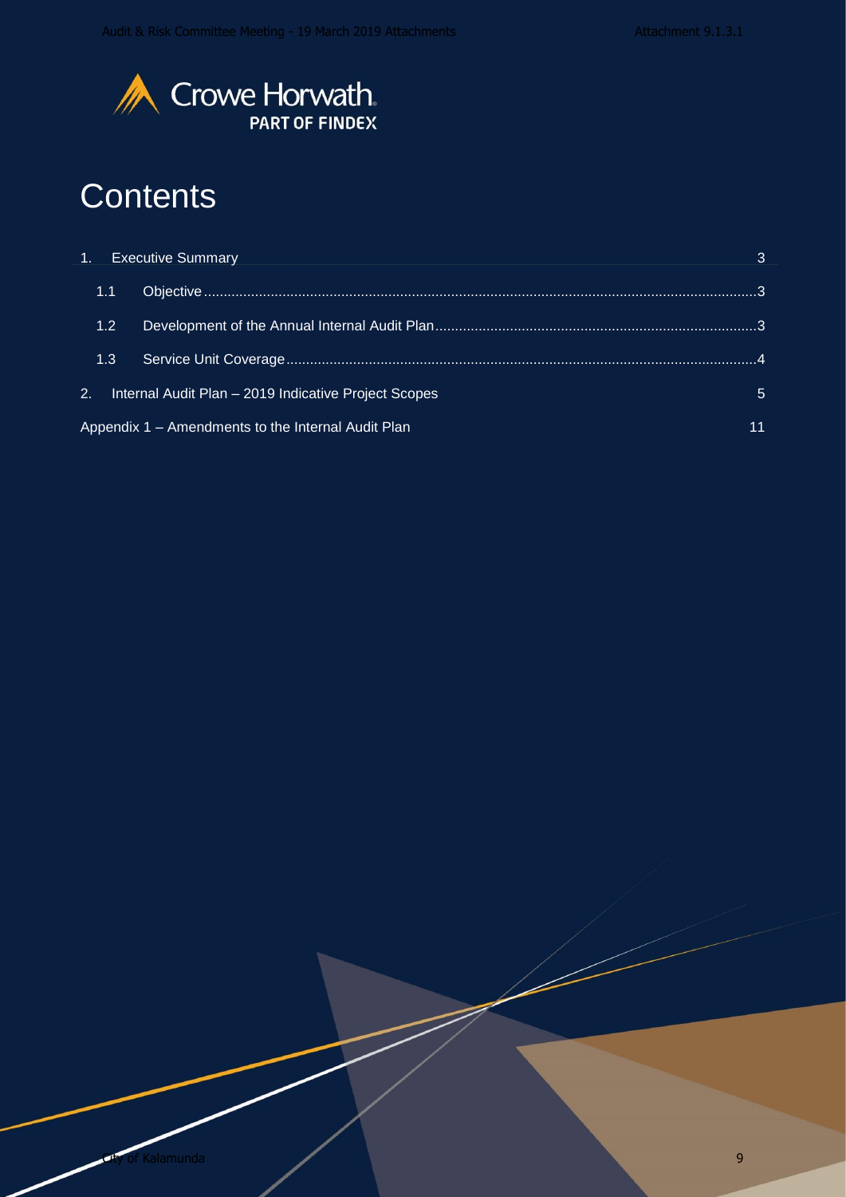Crowe Horwath.
PART OF FINDEX

# Contents

1. Executive Summary 3
   - 1.1 Objective 3
   - 1.2 Development of the Annual Internal Audit Plan 3
   - 1.3 Service Unit Coverage 4
2. Internal Audit Plan – 2019 Indicative Project Scopes 5

Appendix 1 – Amendments to the Internal Audit Plan 11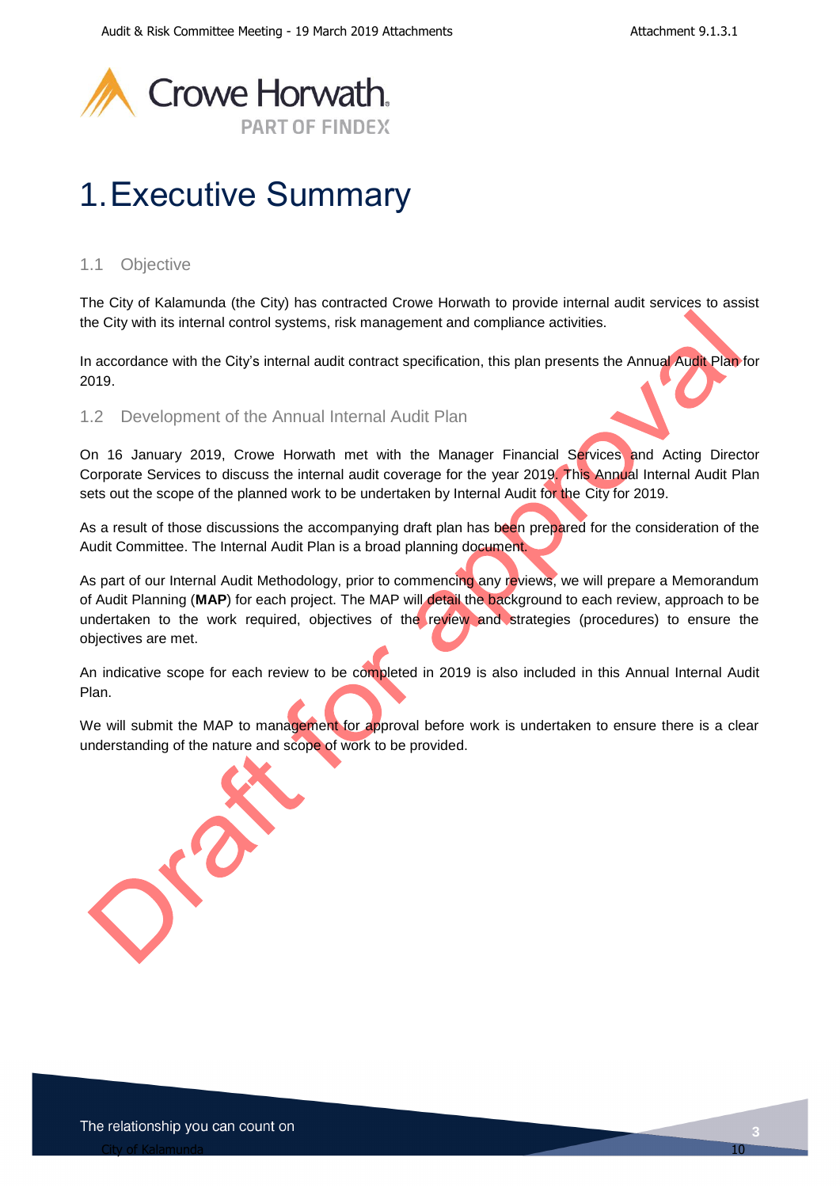# 1. Executive Summary

## 1.1 Objective

The City of Kalamunda (the City) has contracted Crowe Horwath to provide internal audit services to assist the City with its internal control systems, risk management and compliance activities.

In accordance with the City's internal audit contract specification, this plan presents the Annual Audit Plan for 2019.

## 1.2 Development of the Annual Internal Audit Plan

On 16 January 2019, Crowe Horwath met with the Manager Financial Services and Acting Director Corporate Services to discuss the internal audit coverage for the year 2019. This Annual Internal Audit Plan sets out the scope of the planned work to be undertaken by Internal Audit for the City for 2019.

As a result of those discussions the accompanying draft plan has been prepared for the consideration of the Audit Committee. The Internal Audit Plan is a broad planning document.

As part of our Internal Audit Methodology, prior to commencing any reviews, we will prepare a Memorandum of Audit Planning (**MAP**) for each project. The MAP will detail the background to each review, approach to be undertaken to the work required, objectives of the review and strategies (procedures) to ensure the objectives are met.

An indicative scope for each review to be completed in 2019 is also included in this Annual Internal Audit Plan.

We will submit the MAP to management for approval before work is undertaken to ensure there is a clear understanding of the nature and scope of work to be provided.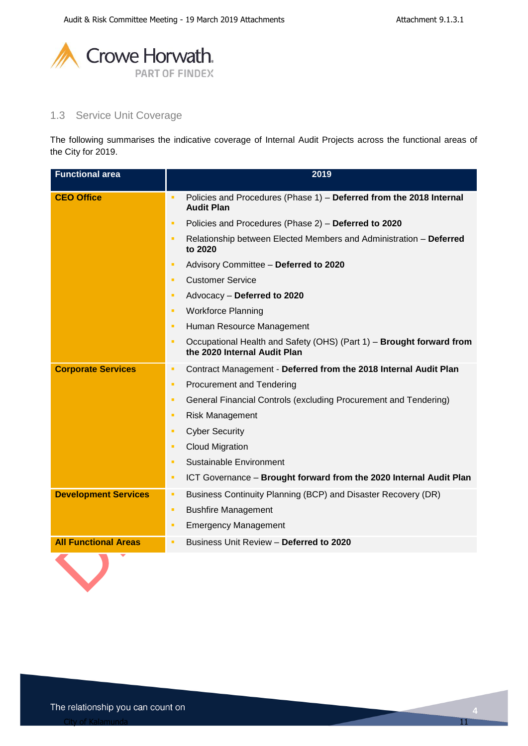## 1.3 Service Unit Coverage

The following summarises the indicative coverage of Internal Audit Projects across the functional areas of the City for 2019.

| Functional area | 2019 |
|---|---|
| **CEO Office** | - Policies and Procedures (Phase 1) – **Deferred from the 2018 Internal Audit Plan**<br>- Policies and Procedures (Phase 2) – **Deferred to 2020**<br>- Relationship between Elected Members and Administration – **Deferred to 2020**<br>- Advisory Committee – **Deferred to 2020**<br>- Customer Service<br>- Advocacy – **Deferred to 2020**<br>- Workforce Planning<br>- Human Resource Management<br>- Occupational Health and Safety (OHS) (Part 1) – **Brought forward from the 2020 Internal Audit Plan** |
| **Corporate Services** | - Contract Management - **Deferred from the 2018 Internal Audit Plan**<br>- Procurement and Tendering<br>- General Financial Controls (excluding Procurement and Tendering)<br>- Risk Management<br>- Cyber Security<br>- Cloud Migration<br>- Sustainable Environment<br>- ICT Governance – **Brought forward from the 2020 Internal Audit Plan** |
| **Development Services** | - Business Continuity Planning (BCP) and Disaster Recovery (DR)<br>- Bushfire Management<br>- Emergency Management |
| **All Functional Areas** | - Business Unit Review – **Deferred to 2020** |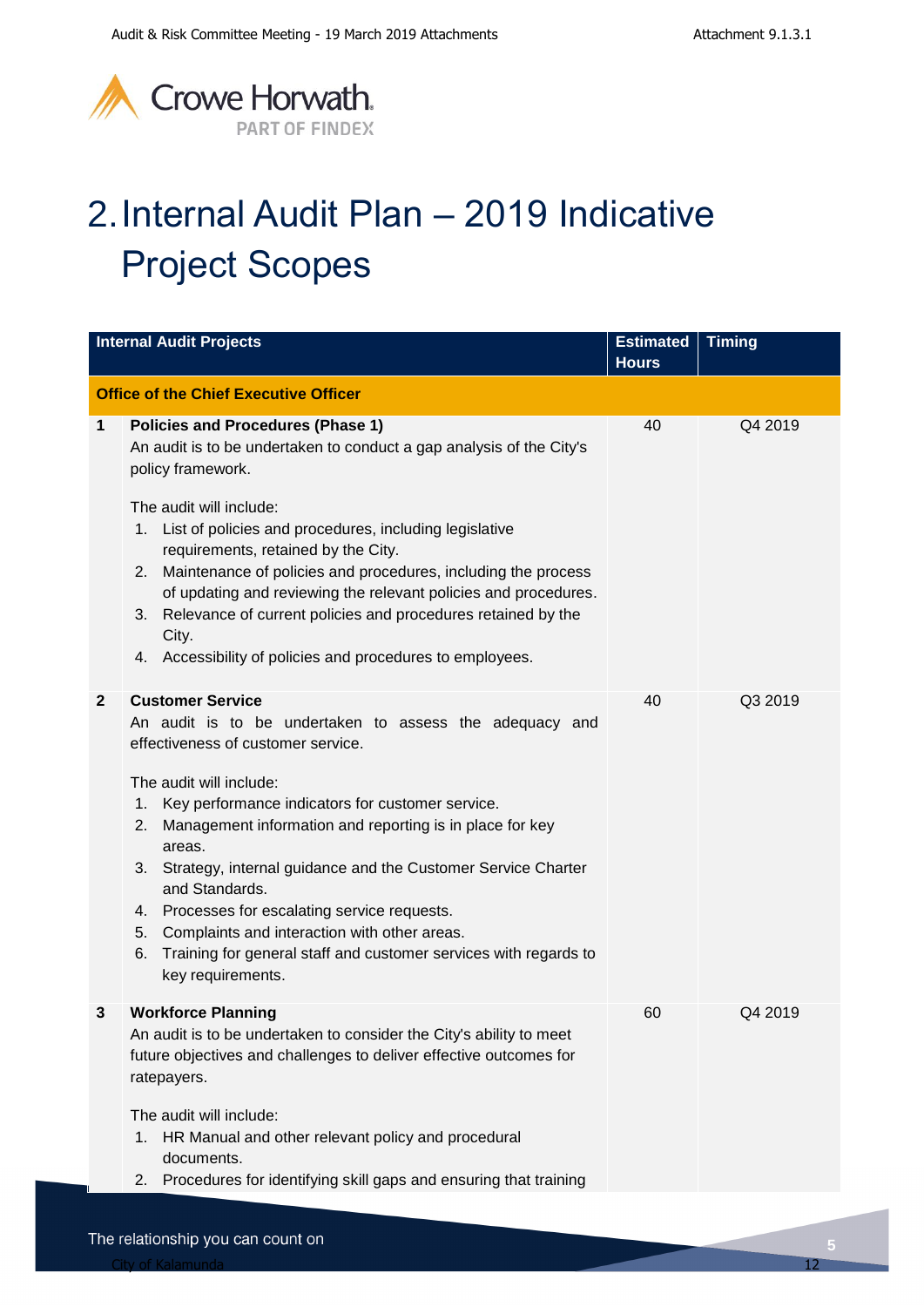# 2. Internal Audit Plan – 2019 Indicative Project Scopes

| | Internal Audit Projects | Estimated Hours | Timing |
|---|---|---|---|
| | **Office of the Chief Executive Officer** | | |
| **1** | **Policies and Procedures (Phase 1)**<br>An audit is to be undertaken to conduct a gap analysis of the City's policy framework.<br><br>The audit will include:<br>1. List of policies and procedures, including legislative requirements, retained by the City.<br>2. Maintenance of policies and procedures, including the process of updating and reviewing the relevant policies and procedures.<br>3. Relevance of current policies and procedures retained by the City.<br>4. Accessibility of policies and procedures to employees. | 40 | Q4 2019 |
| **2** | **Customer Service**<br>An audit is to be undertaken to assess the adequacy and effectiveness of customer service.<br><br>The audit will include:<br>1. Key performance indicators for customer service.<br>2. Management information and reporting is in place for key areas.<br>3. Strategy, internal guidance and the Customer Service Charter and Standards.<br>4. Processes for escalating service requests.<br>5. Complaints and interaction with other areas.<br>6. Training for general staff and customer services with regards to key requirements. | 40 | Q3 2019 |
| **3** | **Workforce Planning**<br>An audit is to be undertaken to consider the City's ability to meet future objectives and challenges to deliver effective outcomes for ratepayers.<br><br>The audit will include:<br>1. HR Manual and other relevant policy and procedural documents.<br>2. Procedures for identifying skill gaps and ensuring that training | 60 | Q4 2019 |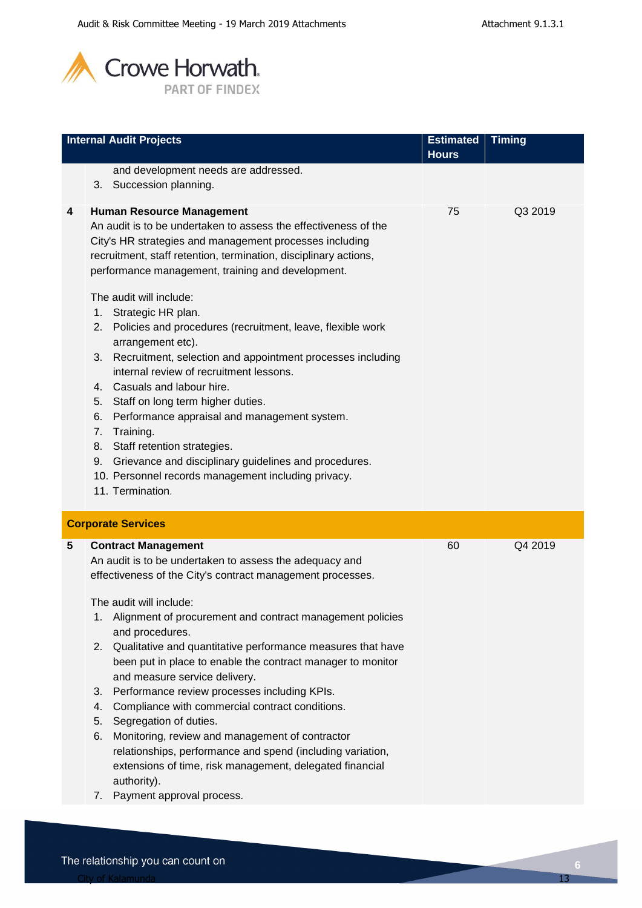| | Internal Audit Projects | Estimated Hours | Timing |
|---|---|---|---|
| | and development needs are addressed.<br>3. Succession planning. | | |
| **4** | **Human Resource Management**<br>An audit is to be undertaken to assess the effectiveness of the City's HR strategies and management processes including recruitment, staff retention, termination, disciplinary actions, performance management, training and development.<br><br>The audit will include:<br>1. Strategic HR plan.<br>2. Policies and procedures (recruitment, leave, flexible work arrangement etc).<br>3. Recruitment, selection and appointment processes including internal review of recruitment lessons.<br>4. Casuals and labour hire.<br>5. Staff on long term higher duties.<br>6. Performance appraisal and management system.<br>7. Training.<br>8. Staff retention strategies.<br>9. Grievance and disciplinary guidelines and procedures.<br>10. Personnel records management including privacy.<br>11. Termination. | 75 | Q3 2019 |
| **Corporate Services** | | | |
| **5** | **Contract Management**<br>An audit is to be undertaken to assess the adequacy and effectiveness of the City's contract management processes.<br><br>The audit will include:<br>1. Alignment of procurement and contract management policies and procedures.<br>2. Qualitative and quantitative performance measures that have been put in place to enable the contract manager to monitor and measure service delivery.<br>3. Performance review processes including KPIs.<br>4. Compliance with commercial contract conditions.<br>5. Segregation of duties.<br>6. Monitoring, review and management of contractor relationships, performance and spend (including variation, extensions of time, risk management, delegated financial authority).<br>7. Payment approval process. | 60 | Q4 2019 |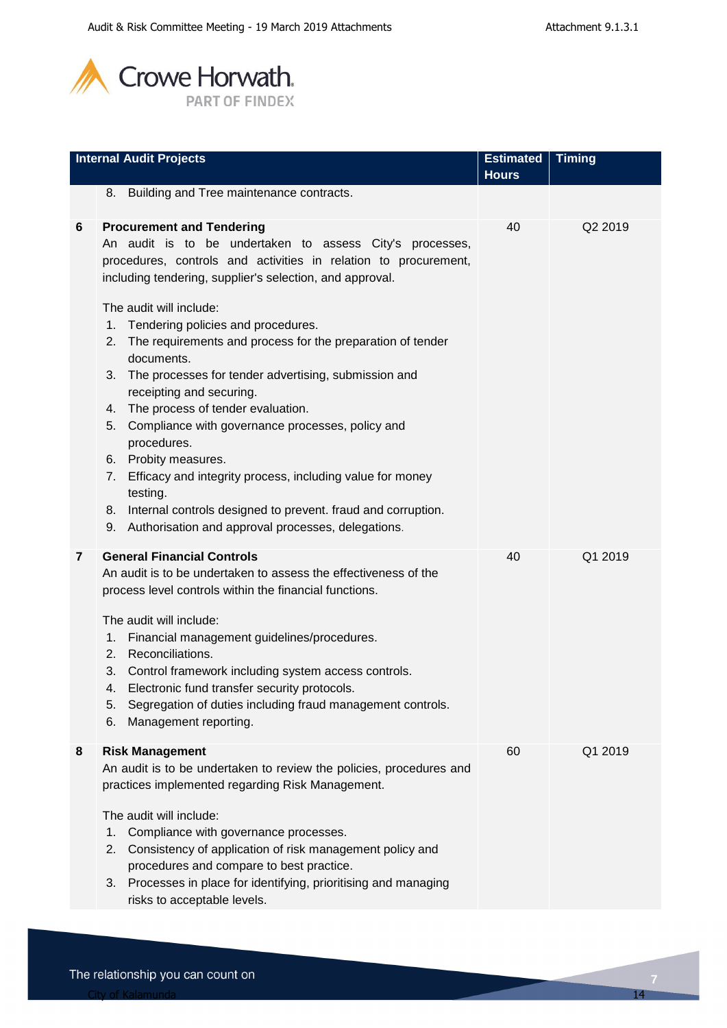| | Internal Audit Projects | Estimated Hours | Timing |
|---|---|---|---|
| | 8. Building and Tree maintenance contracts. | | |
| 6 | **Procurement and Tendering**<br>An audit is to be undertaken to assess City's processes, procedures, controls and activities in relation to procurement, including tendering, supplier's selection, and approval.<br><br>The audit will include:<br>1. Tendering policies and procedures.<br>2. The requirements and process for the preparation of tender documents.<br>3. The processes for tender advertising, submission and receipting and securing.<br>4. The process of tender evaluation.<br>5. Compliance with governance processes, policy and procedures.<br>6. Probity measures.<br>7. Efficacy and integrity process, including value for money testing.<br>8. Internal controls designed to prevent. fraud and corruption.<br>9. Authorisation and approval processes, delegations. | 40 | Q2 2019 |
| 7 | **General Financial Controls**<br>An audit is to be undertaken to assess the effectiveness of the process level controls within the financial functions.<br><br>The audit will include:<br>1. Financial management guidelines/procedures.<br>2. Reconciliations.<br>3. Control framework including system access controls.<br>4. Electronic fund transfer security protocols.<br>5. Segregation of duties including fraud management controls.<br>6. Management reporting. | 40 | Q1 2019 |
| 8 | **Risk Management**<br>An audit is to be undertaken to review the policies, procedures and practices implemented regarding Risk Management.<br><br>The audit will include:<br>1. Compliance with governance processes.<br>2. Consistency of application of risk management policy and procedures and compare to best practice.<br>3. Processes in place for identifying, prioritising and managing risks to acceptable levels. | 60 | Q1 2019 |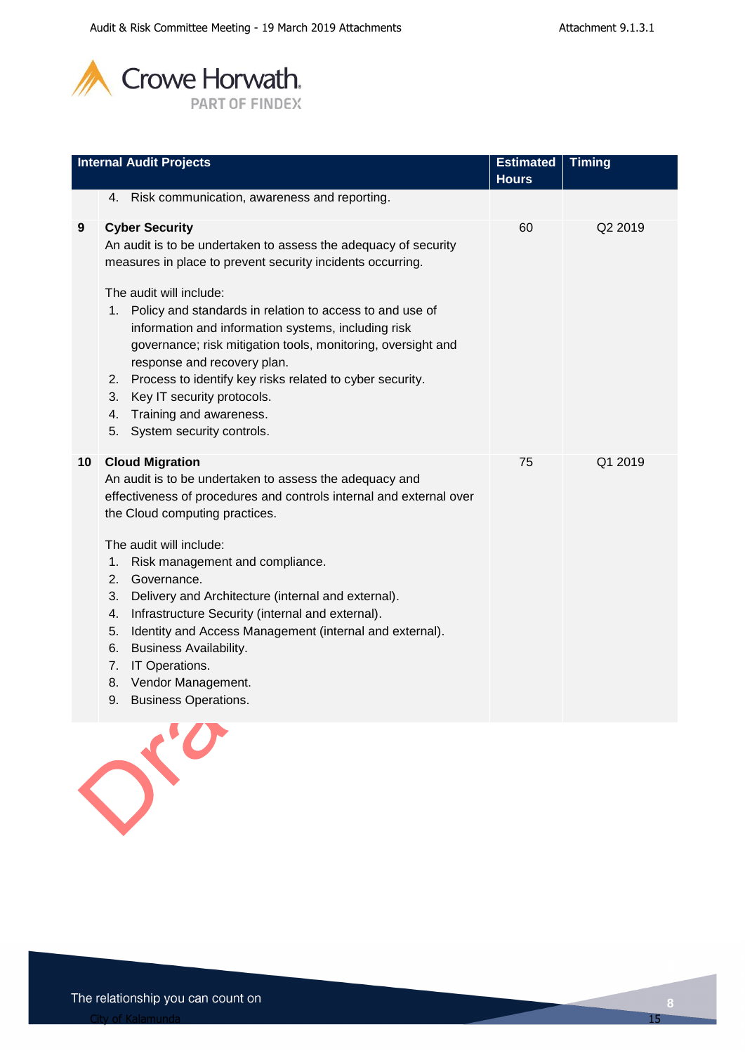| | Internal Audit Projects | Estimated Hours | Timing |
|---|---|---|---|
| | 4. Risk communication, awareness and reporting. | | |
| 9 | **Cyber Security**<br>An audit is to be undertaken to assess the adequacy of security measures in place to prevent security incidents occurring.<br><br>The audit will include:<br>1. Policy and standards in relation to access to and use of information and information systems, including risk governance; risk mitigation tools, monitoring, oversight and response and recovery plan.<br>2. Process to identify key risks related to cyber security.<br>3. Key IT security protocols.<br>4. Training and awareness.<br>5. System security controls. | 60 | Q2 2019 |
| 10 | **Cloud Migration**<br>An audit is to be undertaken to assess the adequacy and effectiveness of procedures and controls internal and external over the Cloud computing practices.<br><br>The audit will include:<br>1. Risk management and compliance.<br>2. Governance.<br>3. Delivery and Architecture (internal and external).<br>4. Infrastructure Security (internal and external).<br>5. Identity and Access Management (internal and external).<br>6. Business Availability.<br>7. IT Operations.<br>8. Vendor Management.<br>9. Business Operations. | 75 | Q1 2019 |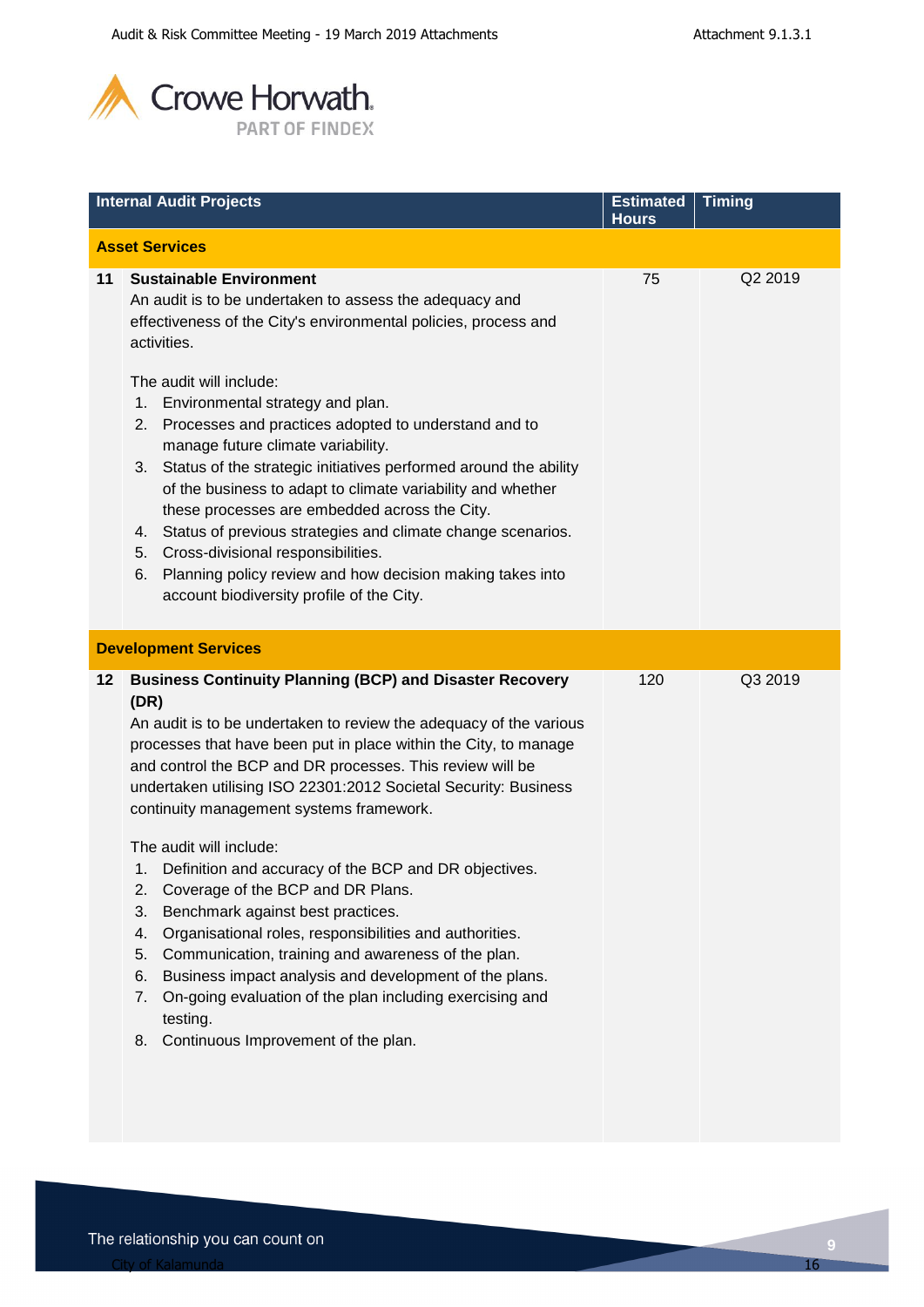| | Internal Audit Projects | Estimated Hours | Timing |
|---|---|---|---|
| | **Asset Services** | | |
| 11 | **Sustainable Environment**<br>An audit is to be undertaken to assess the adequacy and effectiveness of the City's environmental policies, process and activities.<br><br>The audit will include:<br>1. Environmental strategy and plan.<br>2. Processes and practices adopted to understand and to manage future climate variability.<br>3. Status of the strategic initiatives performed around the ability of the business to adapt to climate variability and whether these processes are embedded across the City.<br>4. Status of previous strategies and climate change scenarios.<br>5. Cross-divisional responsibilities.<br>6. Planning policy review and how decision making takes into account biodiversity profile of the City. | 75 | Q2 2019 |
| | **Development Services** | | |
| 12 | **Business Continuity Planning (BCP) and Disaster Recovery (DR)**<br>An audit is to be undertaken to review the adequacy of the various processes that have been put in place within the City, to manage and control the BCP and DR processes. This review will be undertaken utilising ISO 22301:2012 Societal Security: Business continuity management systems framework.<br><br>The audit will include:<br>1. Definition and accuracy of the BCP and DR objectives.<br>2. Coverage of the BCP and DR Plans.<br>3. Benchmark against best practices.<br>4. Organisational roles, responsibilities and authorities.<br>5. Communication, training and awareness of the plan.<br>6. Business impact analysis and development of the plans.<br>7. On-going evaluation of the plan including exercising and testing.<br>8. Continuous Improvement of the plan. | 120 | Q3 2019 |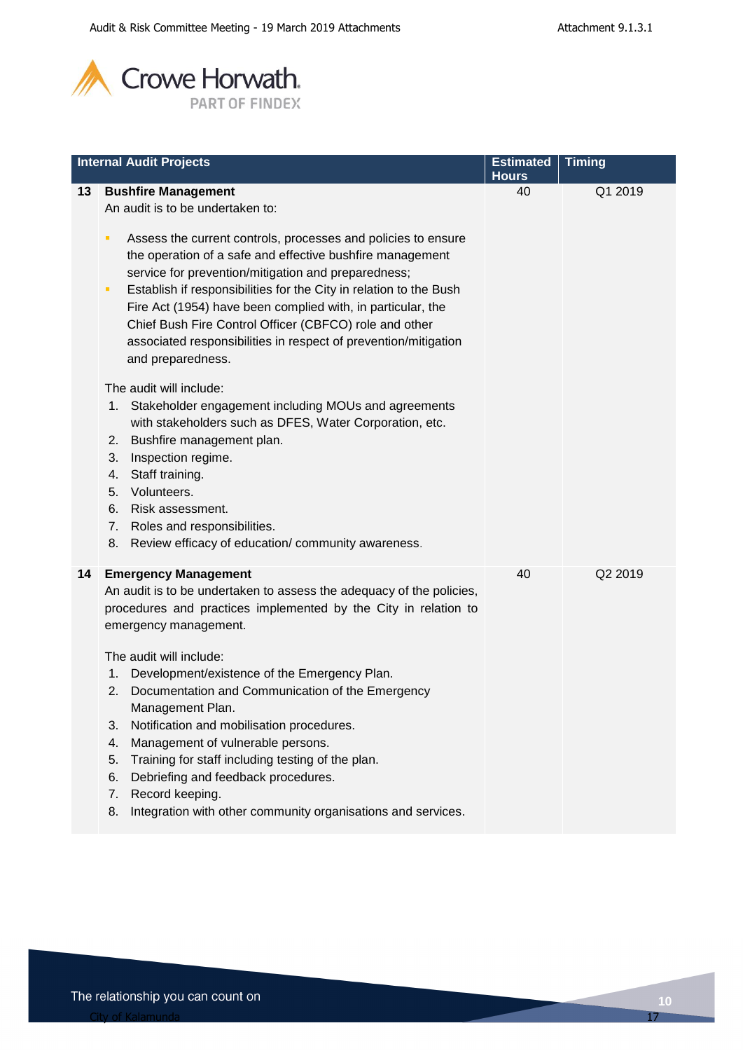| | Internal Audit Projects | Estimated Hours | Timing |
|---|---|---|---|
| 13 | **Bushfire Management**<br>An audit is to be undertaken to:<br>▪ Assess the current controls, processes and policies to ensure the operation of a safe and effective bushfire management service for prevention/mitigation and preparedness;<br>▪ Establish if responsibilities for the City in relation to the Bush Fire Act (1954) have been complied with, in particular, the Chief Bush Fire Control Officer (CBFCO) role and other associated responsibilities in respect of prevention/mitigation and preparedness.<br><br>The audit will include:<br>1. Stakeholder engagement including MOUs and agreements with stakeholders such as DFES, Water Corporation, etc.<br>2. Bushfire management plan.<br>3. Inspection regime.<br>4. Staff training.<br>5. Volunteers.<br>6. Risk assessment.<br>7. Roles and responsibilities.<br>8. Review efficacy of education/ community awareness. | 40 | Q1 2019 |
| 14 | **Emergency Management**<br>An audit is to be undertaken to assess the adequacy of the policies, procedures and practices implemented by the City in relation to emergency management.<br><br>The audit will include:<br>1. Development/existence of the Emergency Plan.<br>2. Documentation and Communication of the Emergency Management Plan.<br>3. Notification and mobilisation procedures.<br>4. Management of vulnerable persons.<br>5. Training for staff including testing of the plan.<br>6. Debriefing and feedback procedures.<br>7. Record keeping.<br>8. Integration with other community organisations and services. | 40 | Q2 2019 |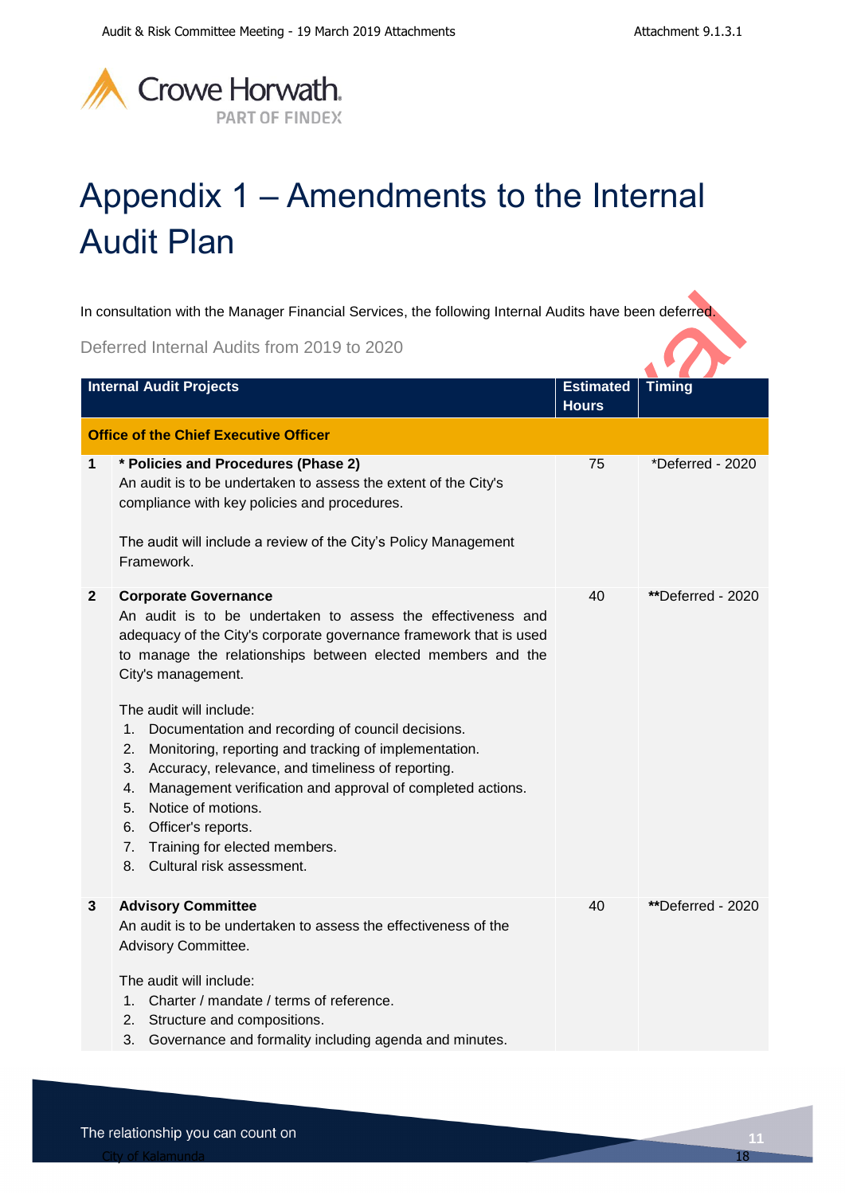# Appendix 1 – Amendments to the Internal Audit Plan

In consultation with the Manager Financial Services, the following Internal Audits have been deferred.

## Deferred Internal Audits from 2019 to 2020

| | Internal Audit Projects | Estimated Hours | Timing |
|---|---|---|---|
| **Office of the Chief Executive Officer** | | | |
| **1** | **\* Policies and Procedures (Phase 2)**<br>An audit is to be undertaken to assess the extent of the City's compliance with key policies and procedures.<br><br>The audit will include a review of the City's Policy Management Framework. | 75 | *Deferred - 2020 |
| **2** | **Corporate Governance**<br>An audit is to be undertaken to assess the effectiveness and adequacy of the City's corporate governance framework that is used to manage the relationships between elected members and the City's management.<br><br>The audit will include:<br>1. Documentation and recording of council decisions.<br>2. Monitoring, reporting and tracking of implementation.<br>3. Accuracy, relevance, and timeliness of reporting.<br>4. Management verification and approval of completed actions.<br>5. Notice of motions.<br>6. Officer's reports.<br>7. Training for elected members.<br>8. Cultural risk assessment. | 40 | **Deferred - 2020 |
| **3** | **Advisory Committee**<br>An audit is to be undertaken to assess the effectiveness of the Advisory Committee.<br><br>The audit will include:<br>1. Charter / mandate / terms of reference.<br>2. Structure and compositions.<br>3. Governance and formality including agenda and minutes. | 40 | **Deferred - 2020 |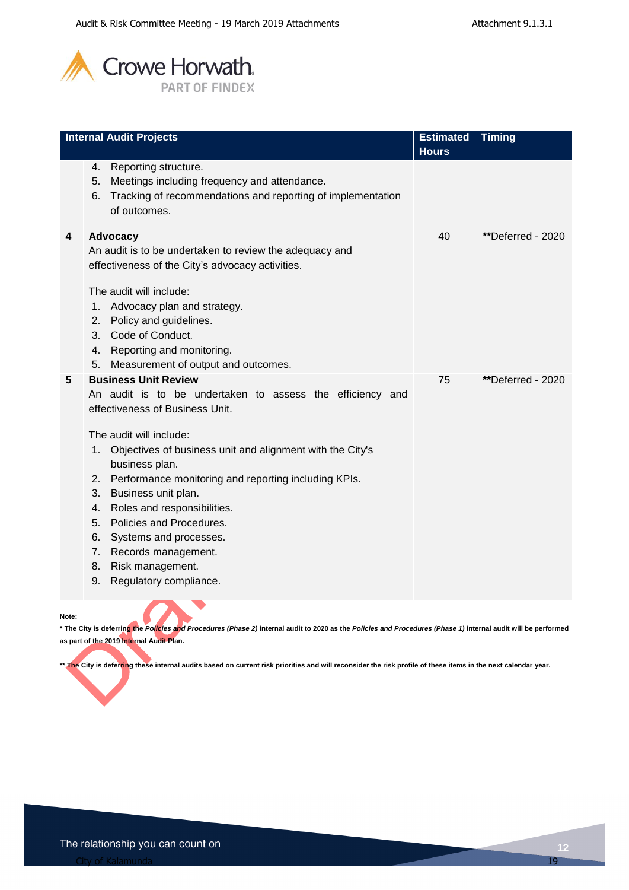| | Internal Audit Projects | Estimated Hours | Timing |
|---|---|---|---|
| | 4. Reporting structure.<br>5. Meetings including frequency and attendance.<br>6. Tracking of recommendations and reporting of implementation of outcomes. | | |
| 4 | **Advocacy**<br>An audit is to be undertaken to review the adequacy and effectiveness of the City's advocacy activities.<br><br>The audit will include:<br>1. Advocacy plan and strategy.<br>2. Policy and guidelines.<br>3. Code of Conduct.<br>4. Reporting and monitoring.<br>5. Measurement of output and outcomes. | 40 | **Deferred - 2020 |
| 5 | **Business Unit Review**<br>An audit is to be undertaken to assess the efficiency and effectiveness of Business Unit.<br><br>The audit will include:<br>1. Objectives of business unit and alignment with the City's business plan.<br>2. Performance monitoring and reporting including KPIs.<br>3. Business unit plan.<br>4. Roles and responsibilities.<br>5. Policies and Procedures.<br>6. Systems and processes.<br>7. Records management.<br>8. Risk management.<br>9. Regulatory compliance. | 75 | **Deferred - 2020 |

**Note:**

**\* The City is deferring the *Policies and Procedures (Phase 2)* internal audit to 2020 as the *Policies and Procedures (Phase 1)* internal audit will be performed as part of the 2019 Internal Audit Plan.**

**\*\* The City is deferring these internal audits based on current risk priorities and will reconsider the risk profile of these items in the next calendar year.**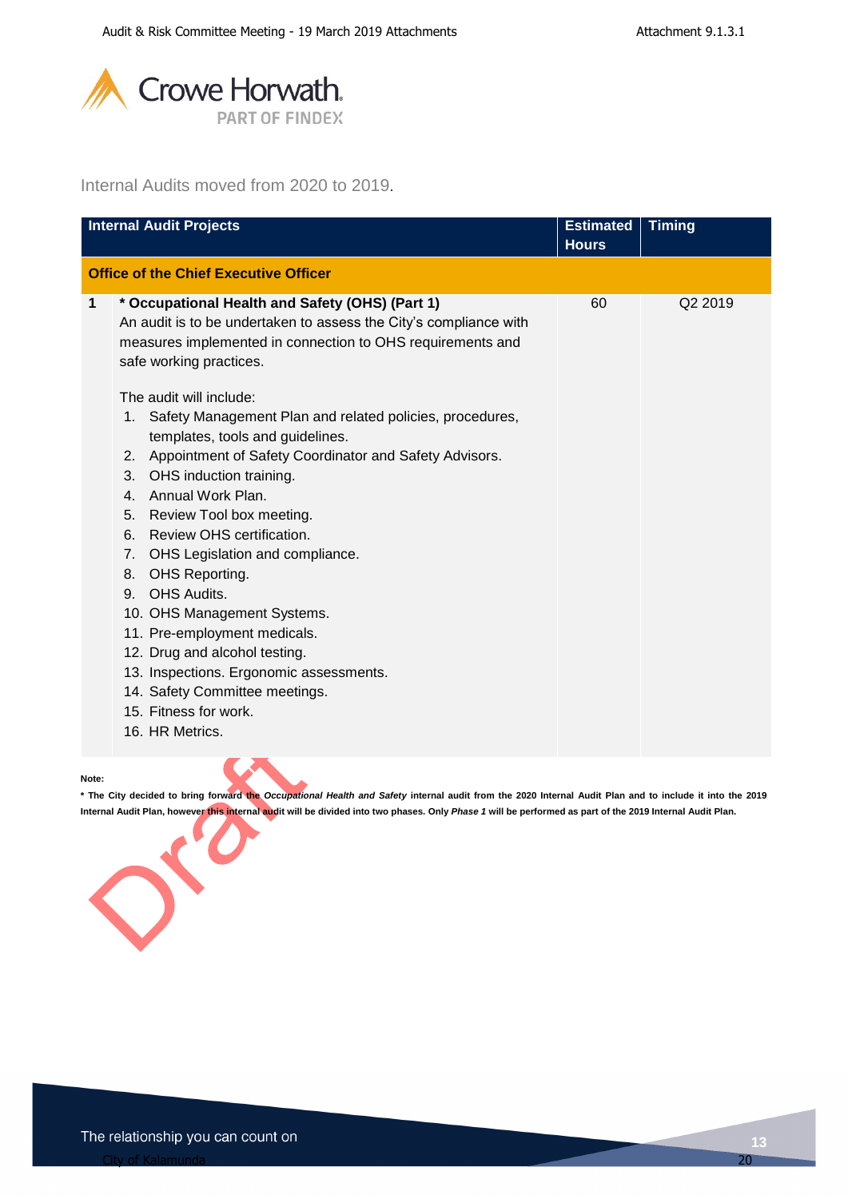Internal Audits moved from 2020 to 2019.

| | Internal Audit Projects | Estimated Hours | Timing |
|---|---|---|---|
| | **Office of the Chief Executive Officer** | | |
| 1 | **\* Occupational Health and Safety (OHS) (Part 1)**<br>An audit is to be undertaken to assess the City's compliance with measures implemented in connection to OHS requirements and safe working practices.<br><br>The audit will include:<br>1. Safety Management Plan and related policies, procedures, templates, tools and guidelines.<br>2. Appointment of Safety Coordinator and Safety Advisors.<br>3. OHS induction training.<br>4. Annual Work Plan.<br>5. Review Tool box meeting.<br>6. Review OHS certification.<br>7. OHS Legislation and compliance.<br>8. OHS Reporting.<br>9. OHS Audits.<br>10. OHS Management Systems.<br>11. Pre-employment medicals.<br>12. Drug and alcohol testing.<br>13. Inspections. Ergonomic assessments.<br>14. Safety Committee meetings.<br>15. Fitness for work.<br>16. HR Metrics. | 60 | Q2 2019 |

**Note:**

**\* The City decided to bring forward the *Occupational Health and Safety* internal audit from the 2020 Internal Audit Plan and to include it into the 2019 Internal Audit Plan, however this internal audit will be divided into two phases. Only *Phase 1* will be performed as part of the 2019 Internal Audit Plan.**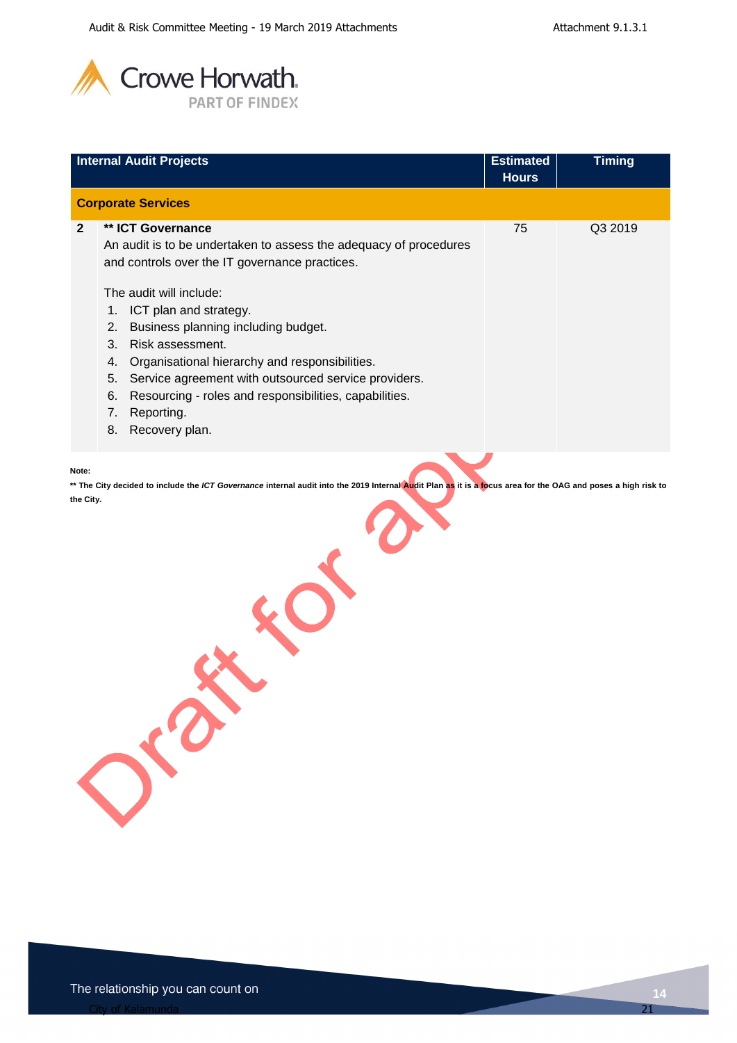| | Internal Audit Projects | Estimated Hours | Timing |
|---|---|---|---|
| | **Corporate Services** | | |
| 2 | **\*\* ICT Governance**<br>An audit is to be undertaken to assess the adequacy of procedures and controls over the IT governance practices.<br><br>The audit will include:<br>1. ICT plan and strategy.<br>2. Business planning including budget.<br>3. Risk assessment.<br>4. Organisational hierarchy and responsibilities.<br>5. Service agreement with outsourced service providers.<br>6. Resourcing - roles and responsibilities, capabilities.<br>7. Reporting.<br>8. Recovery plan. | 75 | Q3 2019 |

**Note:**

**\*\* The City decided to include the *ICT Governance* internal audit into the 2019 Internal Audit Plan as it is a focus area for the OAG and poses a high risk to the City.**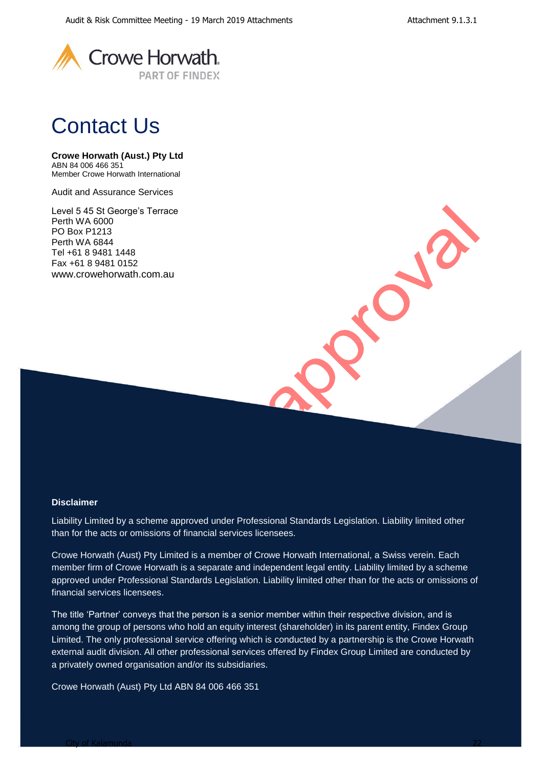Crowe Horwath.
PART OF FINDEX

# Contact Us

**Crowe Horwath (Aust.) Pty Ltd**
ABN 84 006 466 351
Member Crowe Horwath International

Audit and Assurance Services

Level 5 45 St George's Terrace
Perth WA 6000
PO Box P1213
Perth WA 6844
Tel +61 8 9481 1448
Fax +61 8 9481 0152
www.crowehorwath.com.au

approval

**Disclaimer**

Liability Limited by a scheme approved under Professional Standards Legislation. Liability limited other than for the acts or omissions of financial services licensees.

Crowe Horwath (Aust) Pty Limited is a member of Crowe Horwath International, a Swiss verein. Each member firm of Crowe Horwath is a separate and independent legal entity. Liability limited by a scheme approved under Professional Standards Legislation. Liability limited other than for the acts or omissions of financial services licensees.

The title 'Partner' conveys that the person is a senior member within their respective division, and is among the group of persons who hold an equity interest (shareholder) in its parent entity, Findex Group Limited. The only professional service offering which is conducted by a partnership is the Crowe Horwath external audit division. All other professional services offered by Findex Group Limited are conducted by a privately owned organisation and/or its subsidiaries.

Crowe Horwath (Aust) Pty Ltd ABN 84 006 466 351